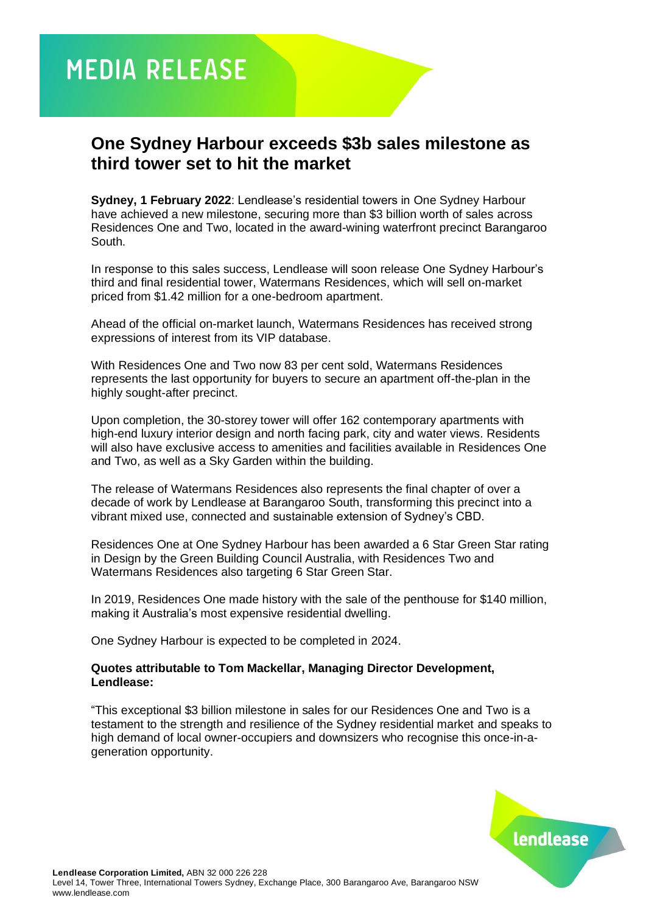# MEDIA RELEASE

## One Sydney Harbour exceeds $3b sales milestone as third tower set to hit the market

**Sydney, 1 February 2022**: Lendlease's residential towers in One Sydney Harbour have achieved a new milestone, securing more than $3 billion worth of sales across Residences One and Two, located in the award-wining waterfront precinct Barangaroo South.

In response to this sales success, Lendlease will soon release One Sydney Harbour's third and final residential tower, Watermans Residences, which will sell on-market priced from $1.42 million for a one-bedroom apartment.

Ahead of the official on-market launch, Watermans Residences has received strong expressions of interest from its VIP database.

With Residences One and Two now 83 per cent sold, Watermans Residences represents the last opportunity for buyers to secure an apartment off-the-plan in the highly sought-after precinct.

Upon completion, the 30-storey tower will offer 162 contemporary apartments with high-end luxury interior design and north facing park, city and water views. Residents will also have exclusive access to amenities and facilities available in Residences One and Two, as well as a Sky Garden within the building.

The release of Watermans Residences also represents the final chapter of over a decade of work by Lendlease at Barangaroo South, transforming this precinct into a vibrant mixed use, connected and sustainable extension of Sydney's CBD.

Residences One at One Sydney Harbour has been awarded a 6 Star Green Star rating in Design by the Green Building Council Australia, with Residences Two and Watermans Residences also targeting 6 Star Green Star.

In 2019, Residences One made history with the sale of the penthouse for $140 million, making it Australia's most expensive residential dwelling.

One Sydney Harbour is expected to be completed in 2024.

**Quotes attributable to Tom Mackellar, Managing Director Development, Lendlease:**

"This exceptional $3 billion milestone in sales for our Residences One and Two is a testament to the strength and resilience of the Sydney residential market and speaks to high demand of local owner-occupiers and downsizers who recognise this once-in-a-generation opportunity.

**Lendlease Corporation Limited,** ABN 32 000 226 228
Level 14, Tower Three, International Towers Sydney, Exchange Place, 300 Barangaroo Ave, Barangaroo NSW
www.lendlease.com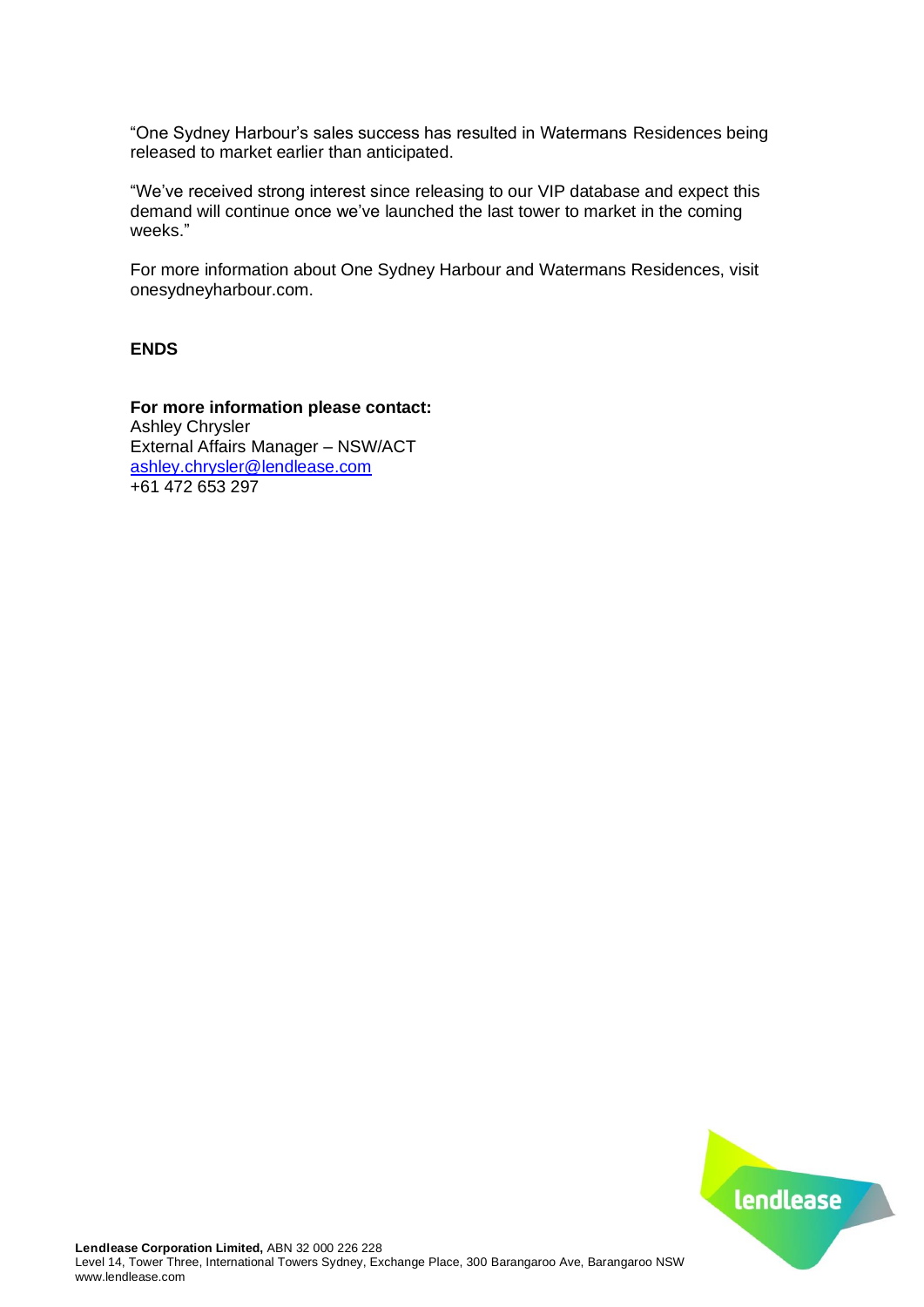"One Sydney Harbour's sales success has resulted in Watermans Residences being released to market earlier than anticipated.

"We've received strong interest since releasing to our VIP database and expect this demand will continue once we've launched the last tower to market in the coming weeks."

For more information about One Sydney Harbour and Watermans Residences, visit onesydneyharbour.com.

**ENDS**

**For more information please contact:**
Ashley Chrysler
External Affairs Manager – NSW/ACT
ashley.chrysler@lendlease.com
+61 472 653 297

**Lendlease Corporation Limited,** ABN 32 000 226 228
Level 14, Tower Three, International Towers Sydney, Exchange Place, 300 Barangaroo Ave, Barangaroo NSW
www.lendlease.com